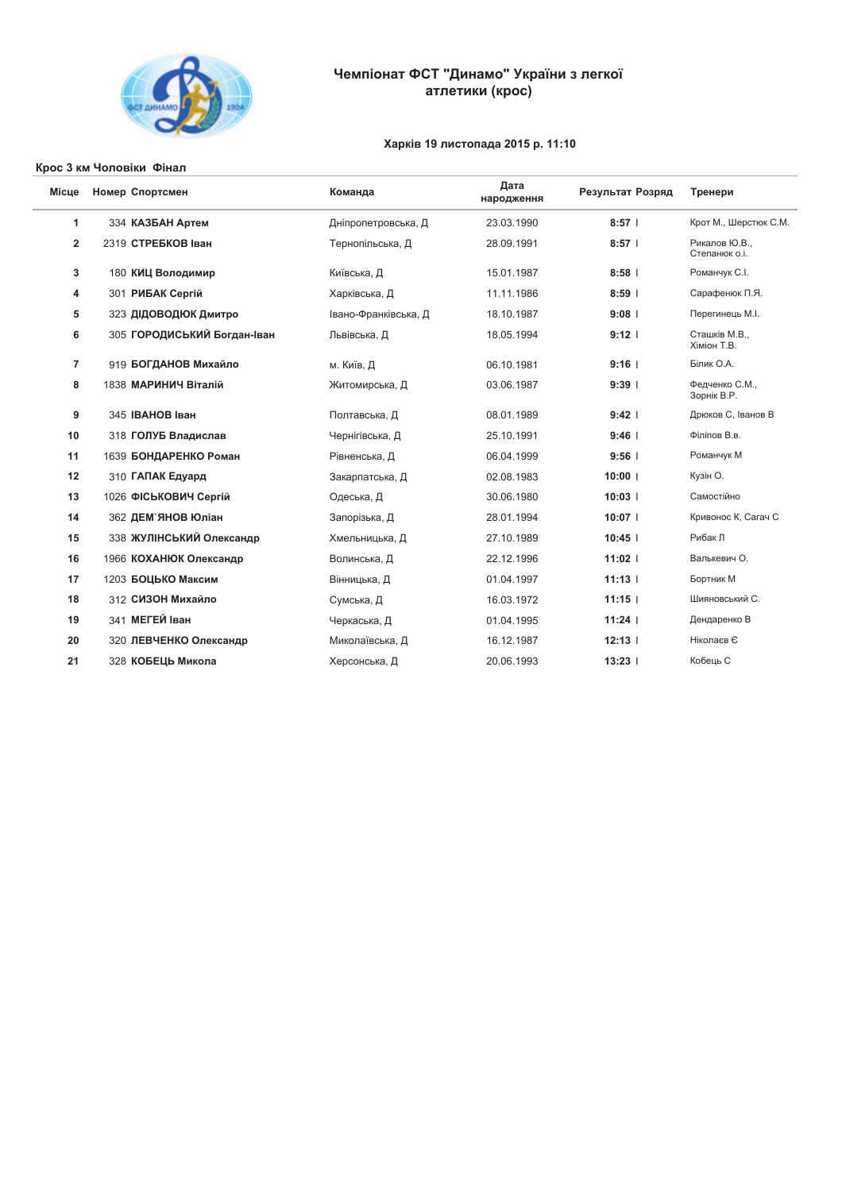# Чемпіонат ФСТ "Динамо" України з легкої атлетики (крос)

**Харків 19 листопада 2015 р. 11:10**

**Крос 3 км Чоловіки Фінал**

| Місце | Номер | Спортсмен | Команда | Дата народження | Результат | Розряд | Тренери |
|---|---|---|---|---|---|---|---|
| 1 | 334 | **КАЗБАН Артем** | Дніпропетровська, Д | 23.03.1990 | **8:57** | I | Крот М., Шерстюк С.М. |
| 2 | 2319 | **СТРЕБКОВ Іван** | Тернопільська, Д | 28.09.1991 | **8:57** | I | Рикалов Ю.В., Степанюк о.і. |
| 3 | 180 | **КИЦ Володимир** | Київська, Д | 15.01.1987 | **8:58** | I | Романчук С.І. |
| 4 | 301 | **РИБАК Сергій** | Харківська, Д | 11.11.1986 | **8:59** | I | Сарафенюк П.Я. |
| 5 | 323 | **ДІДОВОДЮК Дмитро** | Івано-Франківська, Д | 18.10.1987 | **9:08** | I | Перегинець М.І. |
| 6 | 305 | **ГОРОДИСЬКИЙ Богдан-Іван** | Львівська, Д | 18.05.1994 | **9:12** | I | Сташків М.В., Хіміон Т.В. |
| 7 | 919 | **БОГДАНОВ Михайло** | м. Київ, Д | 06.10.1981 | **9:16** | I | Білик О.А. |
| 8 | 1838 | **МАРИНИЧ Віталій** | Житомирська, Д | 03.06.1987 | **9:39** | I | Федченко С.М., Зорнік В.Р. |
| 9 | 345 | **ІВАНОВ Іван** | Полтавська, Д | 08.01.1989 | **9:42** | I | Дрюков С, Іванов В |
| 10 | 318 | **ГОЛУБ Владислав** | Чернігівська, Д | 25.10.1991 | **9:46** | I | Філіпов В.в. |
| 11 | 1639 | **БОНДАРЕНКО Роман** | Рівненська, Д | 06.04.1999 | **9:56** | I | Романчук М |
| 12 | 310 | **ГАПАК Едуард** | Закарпатська, Д | 02.08.1983 | **10:00** | I | Кузін О. |
| 13 | 1026 | **ФІСЬКОВИЧ Сергій** | Одеська, Д | 30.06.1980 | **10:03** | I | Самостійно |
| 14 | 362 | **ДЕМ`ЯНОВ Юліан** | Запорізька, Д | 28.01.1994 | **10:07** | I | Кривонос К, Сагач С |
| 15 | 338 | **ЖУЛІНСЬКИЙ Олександр** | Хмельницька, Д | 27.10.1989 | **10:45** | I | Рибак Л |
| 16 | 1966 | **КОХАНЮК Олександр** | Волинська, Д | 22.12.1996 | **11:02** | I | Валькевич О. |
| 17 | 1203 | **БОЦЬКО Максим** | Вінницька, Д | 01.04.1997 | **11:13** | I | Бортник М |
| 18 | 312 | **СИЗОН Михайло** | Сумська, Д | 16.03.1972 | **11:15** | I | Шияновський С. |
| 19 | 341 | **МЕГЕЙ Іван** | Черкаська, Д | 01.04.1995 | **11:24** | I | Дендаренко В |
| 20 | 320 | **ЛЕВЧЕНКО Олександр** | Миколаївська, Д | 16.12.1987 | **12:13** | I | Ніколаєв Є |
| 21 | 328 | **КОБЕЦЬ Микола** | Херсонська, Д | 20.06.1993 | **13:23** | I | Кобець С |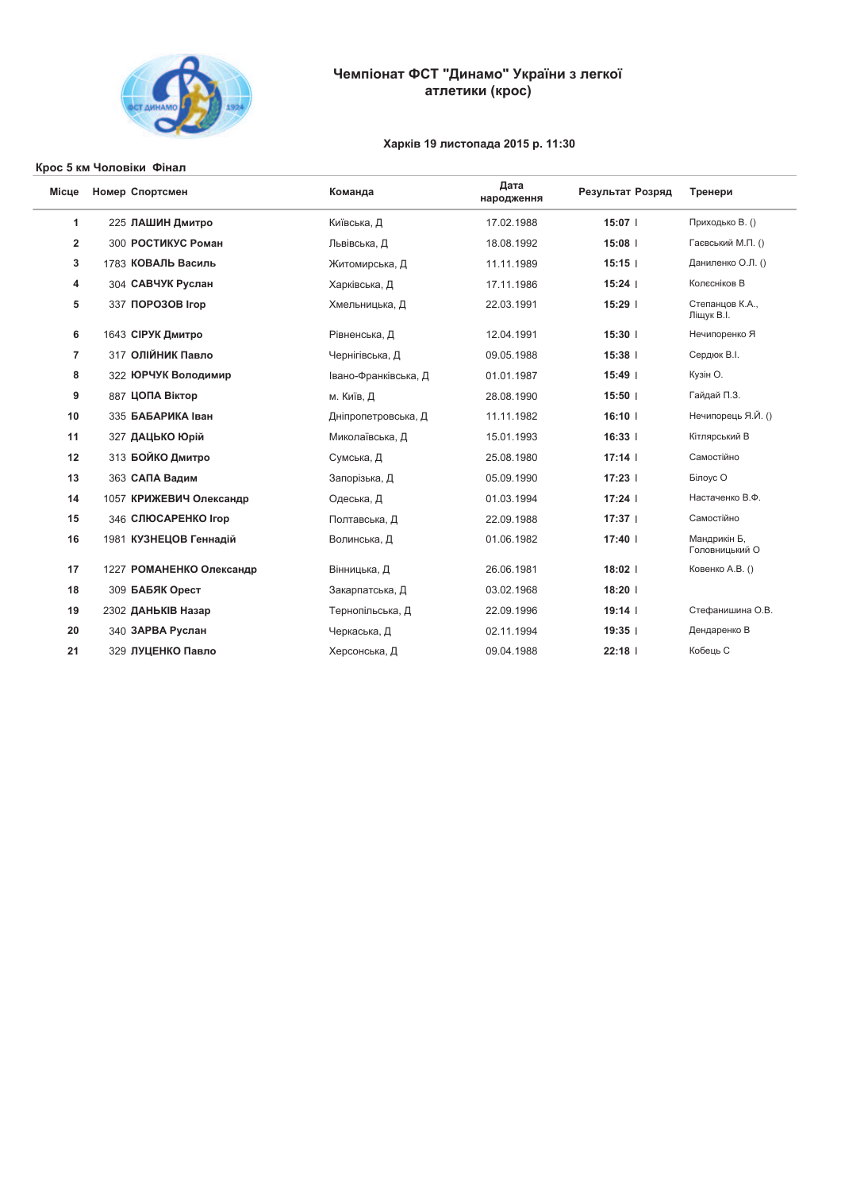# Чемпіонат ФСТ "Динамо" України з легкої атлетики (крос)

**Харків 19 листопада 2015 р. 11:30**

**Крос 5 км Чоловіки Фінал**

| Місце | Номер | Спортсмен | Команда | Дата народження | Результат | Розряд | Тренери |
|---|---|---|---|---|---|---|---|
| 1 | 225 | **ЛАШИН Дмитро** | Київська, Д | 17.02.1988 | **15:07** | I | Приходько В. () |
| 2 | 300 | **РОСТИКУС Роман** | Львівська, Д | 18.08.1992 | **15:08** | I | Гаєвський М.П. () |
| 3 | 1783 | **КОВАЛЬ Василь** | Житомирська, Д | 11.11.1989 | **15:15** | I | Даниленко О.Л. () |
| 4 | 304 | **САВЧУК Руслан** | Харківська, Д | 17.11.1986 | **15:24** | I | Колєсніков В |
| 5 | 337 | **ПОРОЗОВ Ігор** | Хмельницька, Д | 22.03.1991 | **15:29** | I | Степанцов К.А., Ліщук В.І. |
| 6 | 1643 | **СІРУК Дмитро** | Рівненська, Д | 12.04.1991 | **15:30** | I | Нечипоренко Я |
| 7 | 317 | **ОЛІЙНИК Павло** | Чернігівська, Д | 09.05.1988 | **15:38** | I | Сердюк В.І. |
| 8 | 322 | **ЮРЧУК Володимир** | Івано-Франківська, Д | 01.01.1987 | **15:49** | I | Кузін О. |
| 9 | 887 | **ЦОПА Віктор** | м. Київ, Д | 28.08.1990 | **15:50** | I | Гайдай П.З. |
| 10 | 335 | **БАБАРИКА Іван** | Дніпропетровська, Д | 11.11.1982 | **16:10** | I | Нечипорець Я.Й. () |
| 11 | 327 | **ДАЦЬКО Юрій** | Миколаївська, Д | 15.01.1993 | **16:33** | I | Кітлярський В |
| 12 | 313 | **БОЙКО Дмитро** | Сумська, Д | 25.08.1980 | **17:14** | I | Самостійно |
| 13 | 363 | **САПА Вадим** | Запорізька, Д | 05.09.1990 | **17:23** | I | Білоус О |
| 14 | 1057 | **КРИЖЕВИЧ Олександр** | Одеська, Д | 01.03.1994 | **17:24** | I | Настаченко В.Ф. |
| 15 | 346 | **СЛЮСАРЕНКО Ігор** | Полтавська, Д | 22.09.1988 | **17:37** | I | Самостійно |
| 16 | 1981 | **КУЗНЕЦОВ Геннадій** | Волинська, Д | 01.06.1982 | **17:40** | I | Мандрикін Б, Головницький О |
| 17 | 1227 | **РОМАНЕНКО Олександр** | Вінницька, Д | 26.06.1981 | **18:02** | I | Ковенко А.В. () |
| 18 | 309 | **БАБЯК Орест** | Закарпатська, Д | 03.02.1968 | **18:20** | I | |
| 19 | 2302 | **ДАНЬКІВ Назар** | Тернопільська, Д | 22.09.1996 | **19:14** | I | Стефанишина О.В. |
| 20 | 340 | **ЗАРВА Руслан** | Черкаська, Д | 02.11.1994 | **19:35** | I | Дендаренко В |
| 21 | 329 | **ЛУЦЕНКО Павло** | Херсонська, Д | 09.04.1988 | **22:18** | I | Кобець С |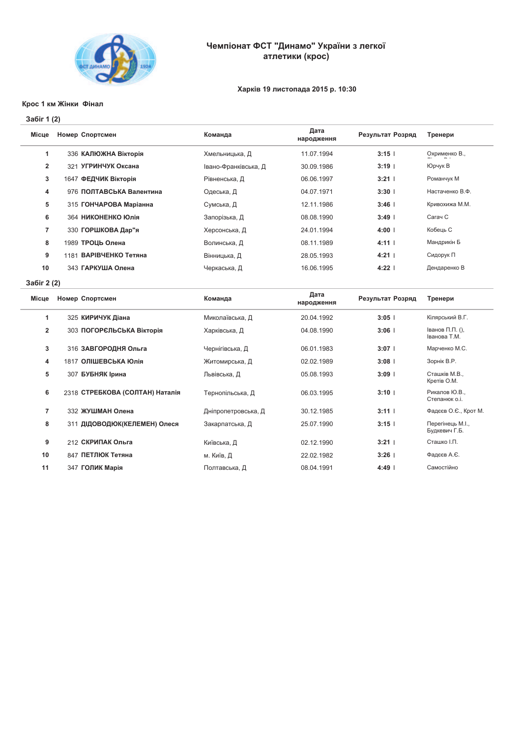# Чемпіонат ФСТ "Динамо" України з легкої атлетики (крос)

Харків 19 листопада 2015 р. 10:30

## Крос 1 км Жінки Фінал

### Забіг 1 (2)

| Місце | Номер | Спортсмен | Команда | Дата народження | Результат | Розряд | Тренери |
|---|---|---|---|---|---|---|---|
| 1 | 336 | **КАЛЮЖНА Вікторія** | Хмельницька, Д | 11.07.1994 | **3:15** | I | Охрименко В., |
| 2 | 321 | **УГРИНЧУК Оксана** | Івано-Франківська, Д | 30.09.1986 | **3:19** | I | Юрчук В |
| 3 | 1647 | **ФЕДЧИК Вікторія** | Рівненська, Д | 06.06.1997 | **3:21** | I | Романчук М |
| 4 | 976 | **ПОЛТАВСЬКА Валентина** | Одеська, Д | 04.07.1971 | **3:30** | I | Настаченко В.Ф. |
| 5 | 315 | **ГОНЧАРОВА Маріанна** | Сумська, Д | 12.11.1986 | **3:46** | I | Кривохижа М.М. |
| 6 | 364 | **НИКОНЕНКО Юлія** | Запорізька, Д | 08.08.1990 | **3:49** | I | Сагач С |
| 7 | 330 | **ГОРШКОВА Дар"я** | Херсонська, Д | 24.01.1994 | **4:00** | I | Кобець С |
| 8 | 1989 | **ТРОЦЬ Олена** | Волинська, Д | 08.11.1989 | **4:11** | I | Мандрикін Б |
| 9 | 1181 | **ВАРІВЧЕНКО Тетяна** | Вінницька, Д | 28.05.1993 | **4:21** | I | Сидорук П |
| 10 | 343 | **ГАРКУША Олена** | Черкаська, Д | 16.06.1995 | **4:22** | I | Дендаренко В |

### Забіг 2 (2)

| Місце | Номер | Спортсмен | Команда | Дата народження | Результат | Розряд | Тренери |
|---|---|---|---|---|---|---|---|
| 1 | 325 | **КИРИЧУК Діана** | Миколаївська, Д | 20.04.1992 | **3:05** | I | Кілярський В.Г. |
| 2 | 303 | **ПОГОРЄЛЬСЬКА Вікторія** | Харківська, Д | 04.08.1990 | **3:06** | I | Іванов П.П. (), Іванова Т.М. |
| 3 | 316 | **ЗАВГОРОДНЯ Ольга** | Чернігівська, Д | 06.01.1983 | **3:07** | I | Марченко М.С. |
| 4 | 1817 | **ОЛІШЕВСЬКА Юлія** | Житомирська, Д | 02.02.1989 | **3:08** | I | Зорнік В.Р. |
| 5 | 307 | **БУБНЯК Ірина** | Львівська, Д | 05.08.1993 | **3:09** | I | Сташків М.В., Кретів О.М. |
| 6 | 2318 | **СТРЕБКОВА (СОЛТАН) Наталія** | Тернопільська, Д | 06.03.1995 | **3:10** | I | Рикалов Ю.В., Степанюк о.і. |
| 7 | 332 | **ЖУШМАН Олена** | Дніпропетровська, Д | 30.12.1985 | **3:11** | I | Фадєєв О.Є., Крот М. |
| 8 | 311 | **ДІДОВОДЮК(КЕЛЕМЕН) Олеся** | Закарпатська, Д | 25.07.1990 | **3:15** | I | Перегінець М.І., Будкевич Г.Б. |
| 9 | 212 | **СКРИПАК Ольга** | Київська, Д | 02.12.1990 | **3:21** | I | Сташко І.П. |
| 10 | 847 | **ПЕТЛЮК Тетяна** | м. Київ, Д | 22.02.1982 | **3:26** | I | Фадєєв А.Є. |
| 11 | 347 | **ГОЛИК Марія** | Полтавська, Д | 08.04.1991 | **4:49** | I | Самостійно |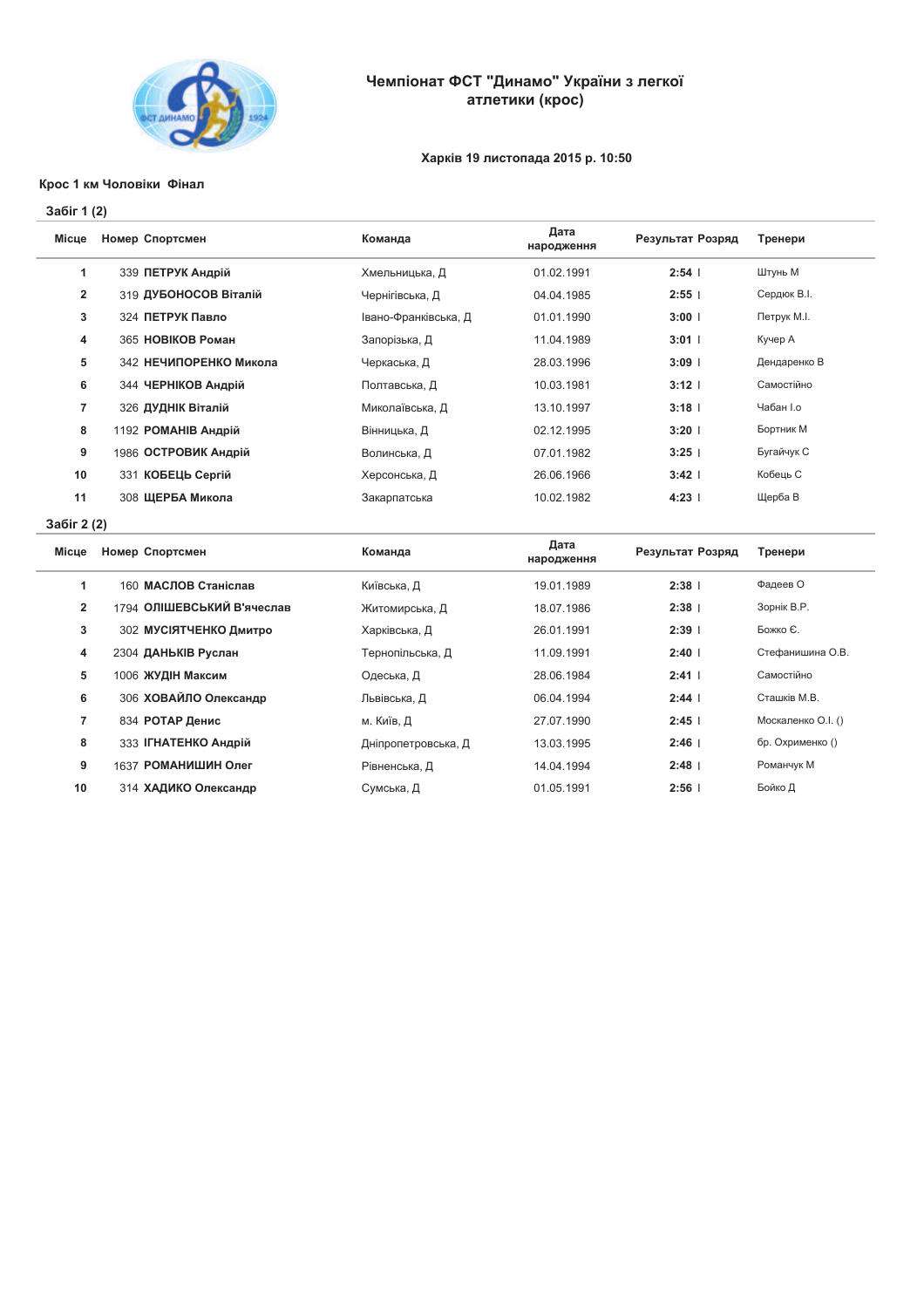# Чемпіонат ФСТ "Динамо" України з легкої атлетики (крос)

Харків 19 листопада 2015 р. 10:50

**Крос 1 км Чоловіки Фінал**

**Забіг 1 (2)**

| Місце | Номер | Спортсмен | Команда | Дата народження | Результат | Розряд | Тренери |
|---|---|---|---|---|---|---|---|
| 1 | 339 | **ПЕТРУК Андрій** | Хмельницька, Д | 01.02.1991 | **2:54** | I | Штунь М |
| 2 | 319 | **ДУБОНОСОВ Віталій** | Чернігівська, Д | 04.04.1985 | **2:55** | I | Сердюк В.І. |
| 3 | 324 | **ПЕТРУК Павло** | Івано-Франківська, Д | 01.01.1990 | **3:00** | I | Петрук М.І. |
| 4 | 365 | **НОВІКОВ Роман** | Запорізька, Д | 11.04.1989 | **3:01** | I | Кучер А |
| 5 | 342 | **НЕЧИПОРЕНКО Микола** | Черкаська, Д | 28.03.1996 | **3:09** | I | Дендаренко В |
| 6 | 344 | **ЧЕРНІКОВ Андрій** | Полтавська, Д | 10.03.1981 | **3:12** | I | Самостійно |
| 7 | 326 | **ДУДНІК Віталій** | Миколаївська, Д | 13.10.1997 | **3:18** | I | Чабан І.о |
| 8 | 1192 | **РОМАНІВ Андрій** | Вінницька, Д | 02.12.1995 | **3:20** | I | Бортник М |
| 9 | 1986 | **ОСТРОВИК Андрій** | Волинська, Д | 07.01.1982 | **3:25** | I | Бугайчук С |
| 10 | 331 | **КОБЕЦЬ Сергій** | Херсонська, Д | 26.06.1966 | **3:42** | I | Кобець С |
| 11 | 308 | **ЩЕРБА Микола** | Закарпатська | 10.02.1982 | **4:23** | I | Щерба В |

**Забіг 2 (2)**

| Місце | Номер | Спортсмен | Команда | Дата народження | Результат | Розряд | Тренери |
|---|---|---|---|---|---|---|---|
| 1 | 160 | **МАСЛОВ Станіслав** | Київська, Д | 19.01.1989 | **2:38** | I | Фадеев О |
| 2 | 1794 | **ОЛІШЕВСЬКИЙ В'ячеслав** | Житомирська, Д | 18.07.1986 | **2:38** | I | Зорнік В.Р. |
| 3 | 302 | **МУСІЯТЧЕНКО Дмитро** | Харківська, Д | 26.01.1991 | **2:39** | I | Божко Є. |
| 4 | 2304 | **ДАНЬКІВ Руслан** | Тернопільська, Д | 11.09.1991 | **2:40** | I | Стефанишина О.В. |
| 5 | 1006 | **ЖУДІН Максим** | Одеська, Д | 28.06.1984 | **2:41** | I | Самостійно |
| 6 | 306 | **ХОВАЙЛО Олександр** | Львівська, Д | 06.04.1994 | **2:44** | I | Сташків М.В. |
| 7 | 834 | **РОТАР Денис** | м. Київ, Д | 27.07.1990 | **2:45** | I | Москаленко О.І. () |
| 8 | 333 | **ІГНАТЕНКО Андрій** | Дніпропетровська, Д | 13.03.1995 | **2:46** | I | бр. Охрименко () |
| 9 | 1637 | **РОМАНИШИН Олег** | Рівненська, Д | 14.04.1994 | **2:48** | I | Романчук М |
| 10 | 314 | **ХАДИКО Олександр** | Сумська, Д | 01.05.1991 | **2:56** | I | Бойко Д |